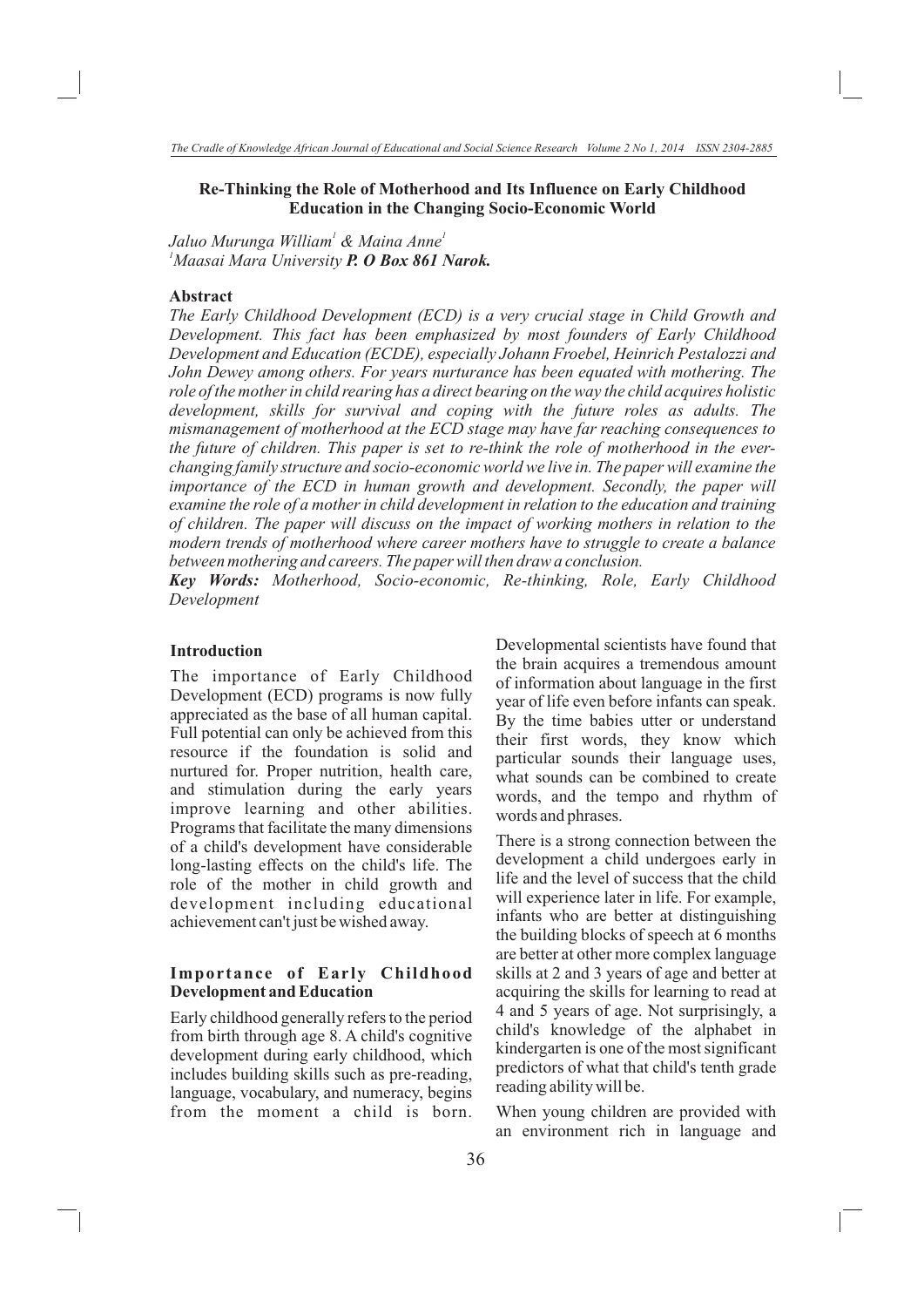# Re-Thinking the Role of Motherhood and Its Influence on Early Childhood Education in the Changing Socio-Economic World

*Jaluo Murunga William*[1] *& Maina Anne*[1]

[1]*Maasai Mara University* ***P. O Box 861 Narok.***

## Abstract

*The Early Childhood Development (ECD) is a very crucial stage in Child Growth and Development. This fact has been emphasized by most founders of Early Childhood Development and Education (ECDE), especially Johann Froebel, Heinrich Pestalozzi and John Dewey among others. For years nurturance has been equated with mothering. The role of the mother in child rearing has a direct bearing on the way the child acquires holistic development, skills for survival and coping with the future roles as adults. The mismanagement of motherhood at the ECD stage may have far reaching consequences to the future of children. This paper is set to re-think the role of motherhood in the ever-changing family structure and socio-economic world we live in. The paper will examine the importance of the ECD in human growth and development. Secondly, the paper will examine the role of a mother in child development in relation to the education and training of children. The paper will discuss on the impact of working mothers in relation to the modern trends of motherhood where career mothers have to struggle to create a balance between mothering and careers. The paper will then draw a conclusion.*

***Key Words:*** *Motherhood, Socio-economic, Re-thinking, Role, Early Childhood Development*

## Introduction

The importance of Early Childhood Development (ECD) programs is now fully appreciated as the base of all human capital. Full potential can only be achieved from this resource if the foundation is solid and nurtured for. Proper nutrition, health care, and stimulation during the early years improve learning and other abilities. Programs that facilitate the many dimensions of a child's development have considerable long-lasting effects on the child's life. The role of the mother in child growth and development including educational achievement can't just be wished away.

## Importance of Early Childhood Development and Education

Early childhood generally refers to the period from birth through age 8. A child's cognitive development during early childhood, which includes building skills such as pre-reading, language, vocabulary, and numeracy, begins from the moment a child is born. Developmental scientists have found that the brain acquires a tremendous amount of information about language in the first year of life even before infants can speak. By the time babies utter or understand their first words, they know which particular sounds their language uses, what sounds can be combined to create words, and the tempo and rhythm of words and phrases.

There is a strong connection between the development a child undergoes early in life and the level of success that the child will experience later in life. For example, infants who are better at distinguishing the building blocks of speech at 6 months are better at other more complex language skills at 2 and 3 years of age and better at acquiring the skills for learning to read at 4 and 5 years of age. Not surprisingly, a child's knowledge of the alphabet in kindergarten is one of the most significant predictors of what that child's tenth grade reading ability will be.

When young children are provided with an environment rich in language and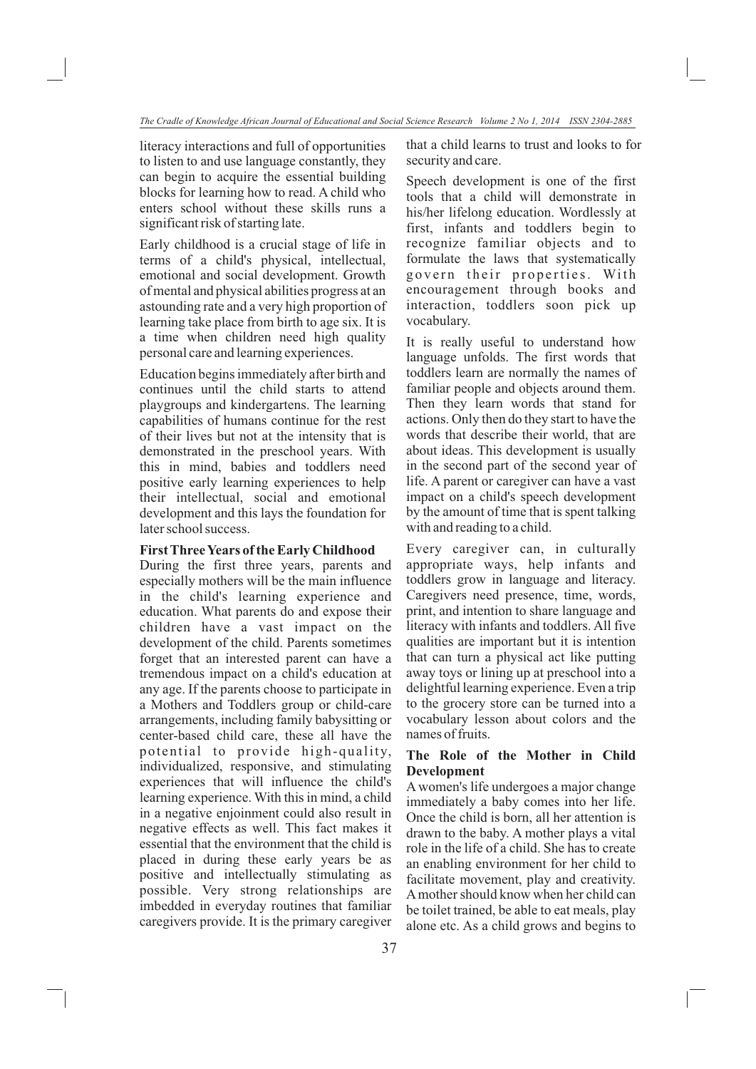literacy interactions and full of opportunities to listen to and use language constantly, they can begin to acquire the essential building blocks for learning how to read. A child who enters school without these skills runs a significant risk of starting late.

Early childhood is a crucial stage of life in terms of a child's physical, intellectual, emotional and social development. Growth of mental and physical abilities progress at an astounding rate and a very high proportion of learning take place from birth to age six. It is a time when children need high quality personal care and learning experiences.

Education begins immediately after birth and continues until the child starts to attend playgroups and kindergartens. The learning capabilities of humans continue for the rest of their lives but not at the intensity that is demonstrated in the preschool years. With this in mind, babies and toddlers need positive early learning experiences to help their intellectual, social and emotional development and this lays the foundation for later school success.

**First Three Years of the Early Childhood**

During the first three years, parents and especially mothers will be the main influence in the child's learning experience and education. What parents do and expose their children have a vast impact on the development of the child. Parents sometimes forget that an interested parent can have a tremendous impact on a child's education at any age. If the parents choose to participate in a Mothers and Toddlers group or child-care arrangements, including family babysitting or center-based child care, these all have the potential to provide high-quality, individualized, responsive, and stimulating experiences that will influence the child's learning experience. With this in mind, a child in a negative enjoinment could also result in negative effects as well. This fact makes it essential that the environment that the child is placed in during these early years be as positive and intellectually stimulating as possible. Very strong relationships are imbedded in everyday routines that familiar caregivers provide. It is the primary caregiver that a child learns to trust and looks to for security and care.

Speech development is one of the first tools that a child will demonstrate in his/her lifelong education. Wordlessly at first, infants and toddlers begin to recognize familiar objects and to formulate the laws that systematically govern their properties. With encouragement through books and interaction, toddlers soon pick up vocabulary.

It is really useful to understand how language unfolds. The first words that toddlers learn are normally the names of familiar people and objects around them. Then they learn words that stand for actions. Only then do they start to have the words that describe their world, that are about ideas. This development is usually in the second part of the second year of life. A parent or caregiver can have a vast impact on a child's speech development by the amount of time that is spent talking with and reading to a child.

Every caregiver can, in culturally appropriate ways, help infants and toddlers grow in language and literacy. Caregivers need presence, time, words, print, and intention to share language and literacy with infants and toddlers. All five qualities are important but it is intention that can turn a physical act like putting away toys or lining up at preschool into a delightful learning experience. Even a trip to the grocery store can be turned into a vocabulary lesson about colors and the names of fruits.

**The Role of the Mother in Child Development**

A women's life undergoes a major change immediately a baby comes into her life. Once the child is born, all her attention is drawn to the baby. A mother plays a vital role in the life of a child. She has to create an enabling environment for her child to facilitate movement, play and creativity. A mother should know when her child can be toilet trained, be able to eat meals, play alone etc. As a child grows and begins to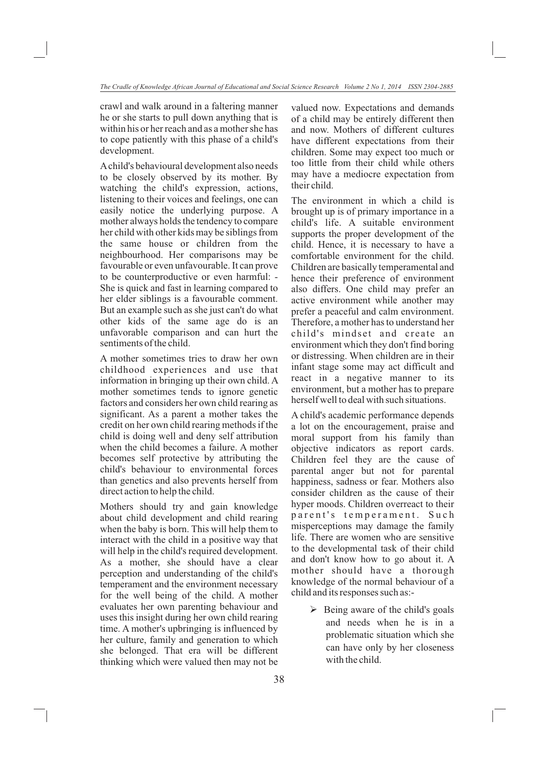crawl and walk around in a faltering manner he or she starts to pull down anything that is within his or her reach and as a mother she has to cope patiently with this phase of a child's development.

A child's behavioural development also needs to be closely observed by its mother. By watching the child's expression, actions, listening to their voices and feelings, one can easily notice the underlying purpose. A mother always holds the tendency to compare her child with other kids may be siblings from the same house or children from the neighbourhood. Her comparisons may be favourable or even unfavourable. It can prove to be counterproductive or even harmful: - She is quick and fast in learning compared to her elder siblings is a favourable comment. But an example such as she just can't do what other kids of the same age do is an unfavorable comparison and can hurt the sentiments of the child.

A mother sometimes tries to draw her own childhood experiences and use that information in bringing up their own child. A mother sometimes tends to ignore genetic factors and considers her own child rearing as significant. As a parent a mother takes the credit on her own child rearing methods if the child is doing well and deny self attribution when the child becomes a failure. A mother becomes self protective by attributing the child's behaviour to environmental forces than genetics and also prevents herself from direct action to help the child.

Mothers should try and gain knowledge about child development and child rearing when the baby is born. This will help them to interact with the child in a positive way that will help in the child's required development. As a mother, she should have a clear perception and understanding of the child's temperament and the environment necessary for the well being of the child. A mother evaluates her own parenting behaviour and uses this insight during her own child rearing time. A mother's upbringing is influenced by her culture, family and generation to which she belonged. That era will be different thinking which were valued then may not be valued now. Expectations and demands of a child may be entirely different then and now. Mothers of different cultures have different expectations from their children. Some may expect too much or too little from their child while others may have a mediocre expectation from their child.

The environment in which a child is brought up is of primary importance in a child's life. A suitable environment supports the proper development of the child. Hence, it is necessary to have a comfortable environment for the child. Children are basically temperamental and hence their preference of environment also differs. One child may prefer an active environment while another may prefer a peaceful and calm environment. Therefore, a mother has to understand her child's mindset and create an environment which they don't find boring or distressing. When children are in their infant stage some may act difficult and react in a negative manner to its environment, but a mother has to prepare herself well to deal with such situations.

A child's academic performance depends a lot on the encouragement, praise and moral support from his family than objective indicators as report cards. Children feel they are the cause of parental anger but not for parental happiness, sadness or fear. Mothers also consider children as the cause of their hyper moods. Children overreact to their parent's temperament. Such misperceptions may damage the family life. There are women who are sensitive to the developmental task of their child and don't know how to go about it. A mother should have a thorough knowledge of the normal behaviour of a child and its responses such as:-

- Being aware of the child's goals and needs when he is in a problematic situation which she can have only by her closeness with the child.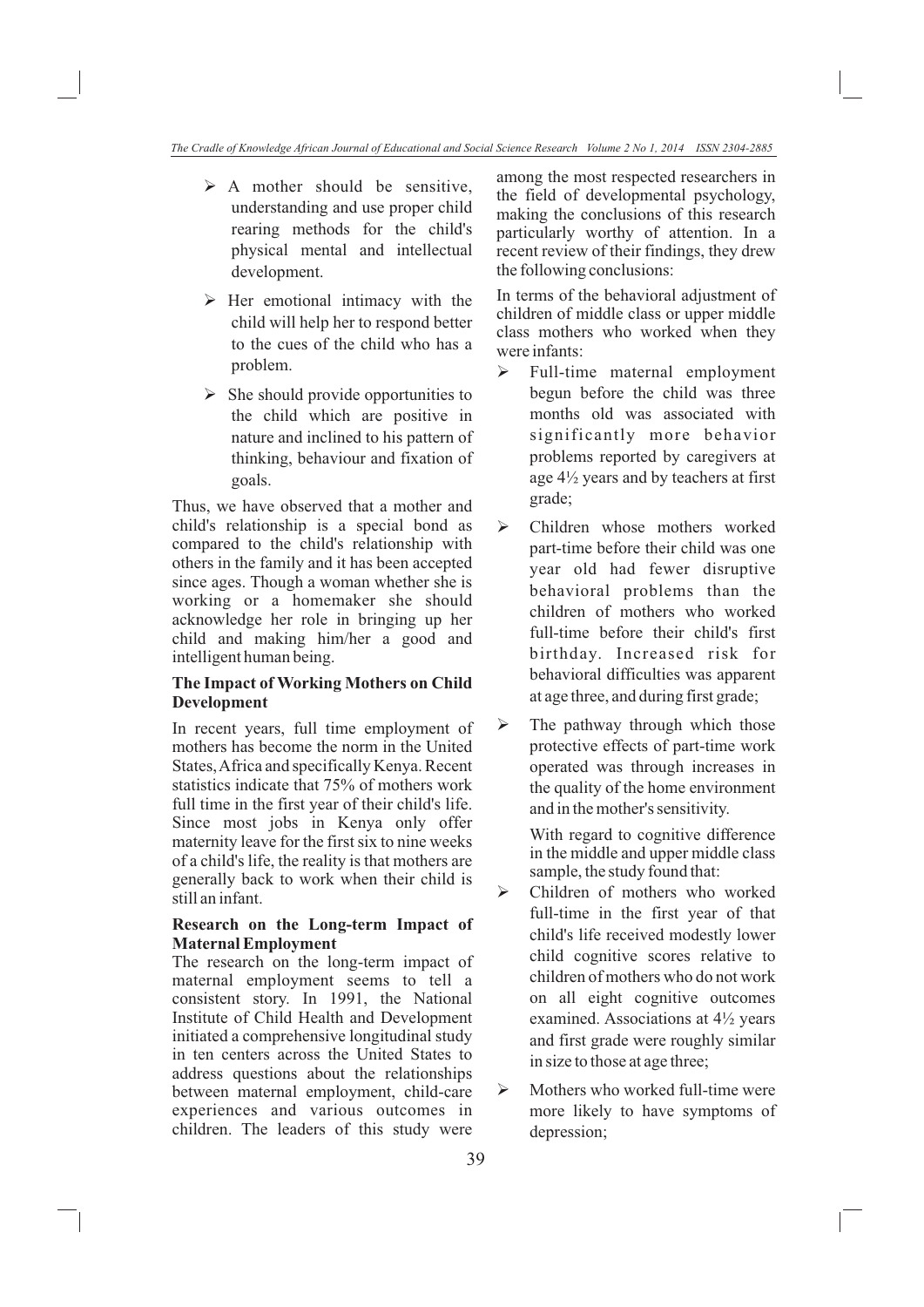- A mother should be sensitive, understanding and use proper child rearing methods for the child's physical mental and intellectual development.
- Her emotional intimacy with the child will help her to respond better to the cues of the child who has a problem.
- She should provide opportunities to the child which are positive in nature and inclined to his pattern of thinking, behaviour and fixation of goals.

Thus, we have observed that a mother and child's relationship is a special bond as compared to the child's relationship with others in the family and it has been accepted since ages. Though a woman whether she is working or a homemaker she should acknowledge her role in bringing up her child and making him/her a good and intelligent human being.

### The Impact of Working Mothers on Child Development

In recent years, full time employment of mothers has become the norm in the United States, Africa and specifically Kenya. Recent statistics indicate that 75% of mothers work full time in the first year of their child's life. Since most jobs in Kenya only offer maternity leave for the first six to nine weeks of a child's life, the reality is that mothers are generally back to work when their child is still an infant.

### Research on the Long-term Impact of Maternal Employment

The research on the long-term impact of maternal employment seems to tell a consistent story. In 1991, the National Institute of Child Health and Development initiated a comprehensive longitudinal study in ten centers across the United States to address questions about the relationships between maternal employment, child-care experiences and various outcomes in children. The leaders of this study were among the most respected researchers in the field of developmental psychology, making the conclusions of this research particularly worthy of attention. In a recent review of their findings, they drew the following conclusions:

In terms of the behavioral adjustment of children of middle class or upper middle class mothers who worked when they were infants:

- Full-time maternal employment begun before the child was three months old was associated with significantly more behavior problems reported by caregivers at age 4½ years and by teachers at first grade;
- Children whose mothers worked part-time before their child was one year old had fewer disruptive behavioral problems than the children of mothers who worked full-time before their child's first birthday. Increased risk for behavioral difficulties was apparent at age three, and during first grade;
- The pathway through which those protective effects of part-time work operated was through increases in the quality of the home environment and in the mother's sensitivity.

  With regard to cognitive difference in the middle and upper middle class sample, the study found that:

- Children of mothers who worked full-time in the first year of that child's life received modestly lower child cognitive scores relative to children of mothers who do not work on all eight cognitive outcomes examined. Associations at 4½ years and first grade were roughly similar in size to those at age three;
- Mothers who worked full-time were more likely to have symptoms of depression;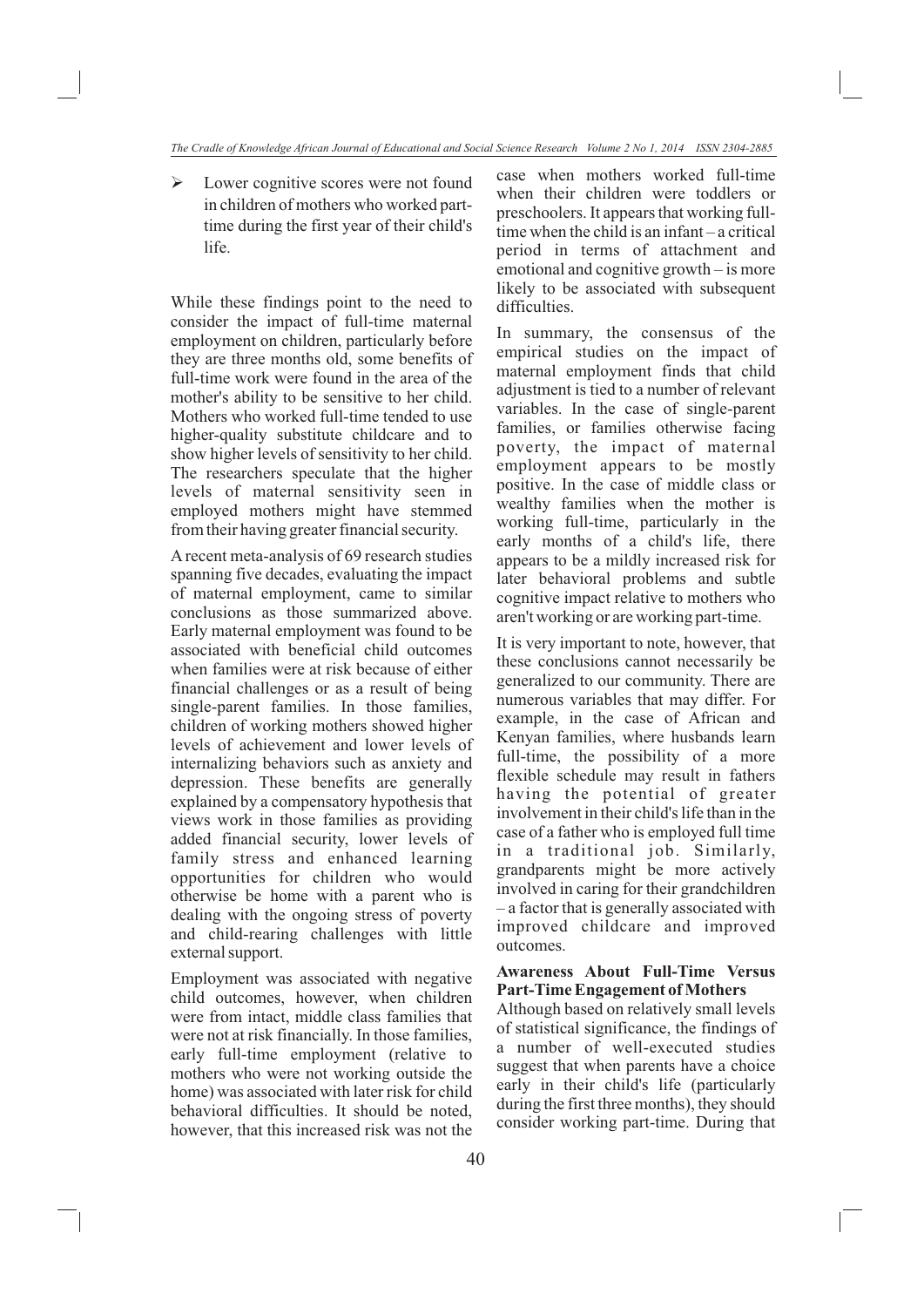- Lower cognitive scores were not found in children of mothers who worked part-time during the first year of their child's life.

While these findings point to the need to consider the impact of full-time maternal employment on children, particularly before they are three months old, some benefits of full-time work were found in the area of the mother's ability to be sensitive to her child. Mothers who worked full-time tended to use higher-quality substitute childcare and to show higher levels of sensitivity to her child. The researchers speculate that the higher levels of maternal sensitivity seen in employed mothers might have stemmed from their having greater financial security.

A recent meta-analysis of 69 research studies spanning five decades, evaluating the impact of maternal employment, came to similar conclusions as those summarized above. Early maternal employment was found to be associated with beneficial child outcomes when families were at risk because of either financial challenges or as a result of being single-parent families. In those families, children of working mothers showed higher levels of achievement and lower levels of internalizing behaviors such as anxiety and depression. These benefits are generally explained by a compensatory hypothesis that views work in those families as providing added financial security, lower levels of family stress and enhanced learning opportunities for children who would otherwise be home with a parent who is dealing with the ongoing stress of poverty and child-rearing challenges with little external support.

Employment was associated with negative child outcomes, however, when children were from intact, middle class families that were not at risk financially. In those families, early full-time employment (relative to mothers who were not working outside the home) was associated with later risk for child behavioral difficulties. It should be noted, however, that this increased risk was not the case when mothers worked full-time when their children were toddlers or preschoolers. It appears that working full-time when the child is an infant – a critical period in terms of attachment and emotional and cognitive growth – is more likely to be associated with subsequent difficulties.

In summary, the consensus of the empirical studies on the impact of maternal employment finds that child adjustment is tied to a number of relevant variables. In the case of single-parent families, or families otherwise facing poverty, the impact of maternal employment appears to be mostly positive. In the case of middle class or wealthy families when the mother is working full-time, particularly in the early months of a child's life, there appears to be a mildly increased risk for later behavioral problems and subtle cognitive impact relative to mothers who aren't working or are working part-time.

It is very important to note, however, that these conclusions cannot necessarily be generalized to our community. There are numerous variables that may differ. For example, in the case of African and Kenyan families, where husbands learn full-time, the possibility of a more flexible schedule may result in fathers having the potential of greater involvement in their child's life than in the case of a father who is employed full time in a traditional job. Similarly, grandparents might be more actively involved in caring for their grandchildren – a factor that is generally associated with improved childcare and improved outcomes.

**Awareness About Full-Time Versus Part-Time Engagement of Mothers**

Although based on relatively small levels of statistical significance, the findings of a number of well-executed studies suggest that when parents have a choice early in their child's life (particularly during the first three months), they should consider working part-time. During that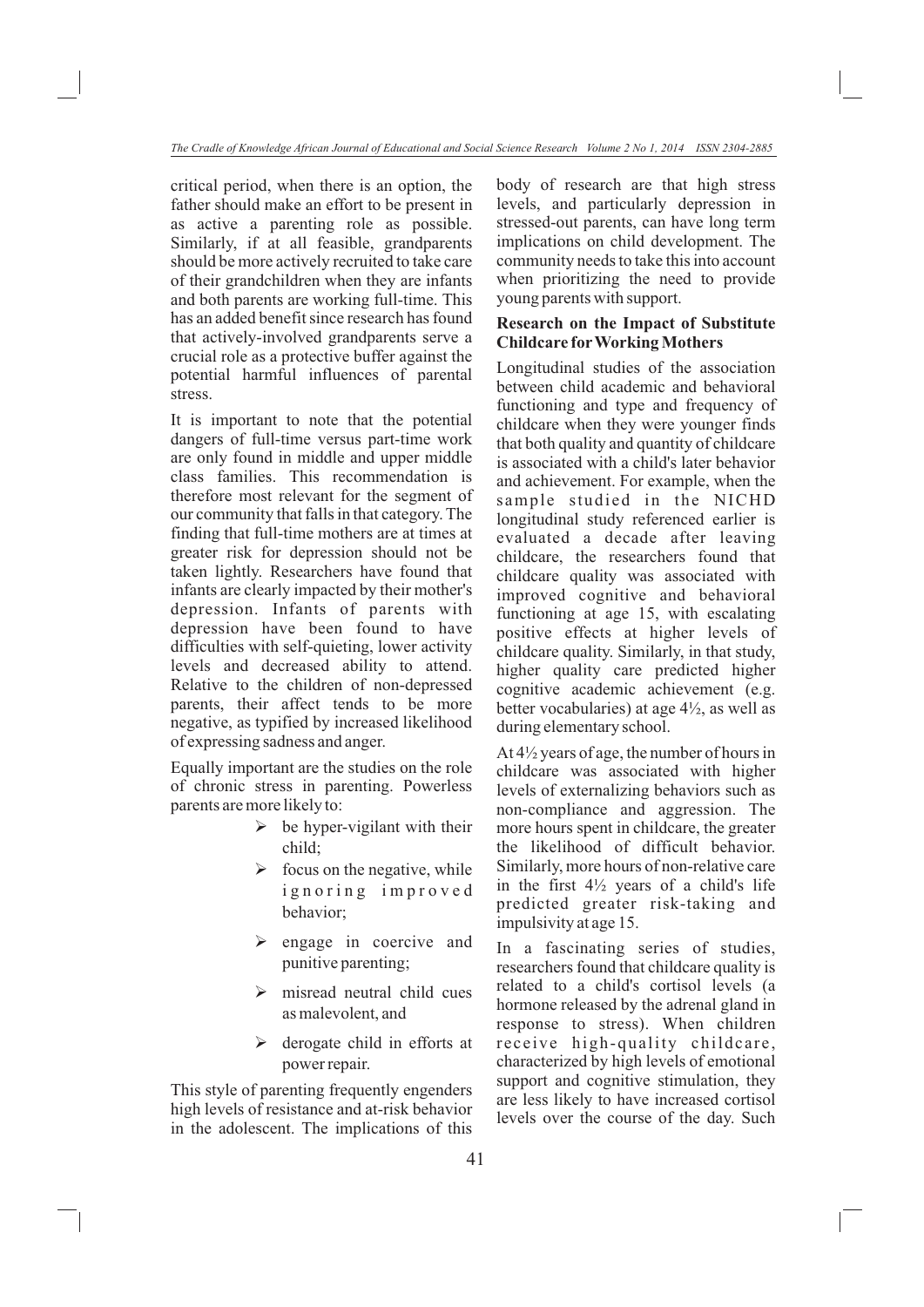critical period, when there is an option, the father should make an effort to be present in as active a parenting role as possible. Similarly, if at all feasible, grandparents should be more actively recruited to take care of their grandchildren when they are infants and both parents are working full-time. This has an added benefit since research has found that actively-involved grandparents serve a crucial role as a protective buffer against the potential harmful influences of parental stress.

It is important to note that the potential dangers of full-time versus part-time work are only found in middle and upper middle class families. This recommendation is therefore most relevant for the segment of our community that falls in that category. The finding that full-time mothers are at times at greater risk for depression should not be taken lightly. Researchers have found that infants are clearly impacted by their mother's depression. Infants of parents with depression have been found to have difficulties with self-quieting, lower activity levels and decreased ability to attend. Relative to the children of non-depressed parents, their affect tends to be more negative, as typified by increased likelihood of expressing sadness and anger.

Equally important are the studies on the role of chronic stress in parenting. Powerless parents are more likely to:

- be hyper-vigilant with their child;
- focus on the negative, while ignoring improved behavior;
- engage in coercive and punitive parenting;
- misread neutral child cues as malevolent, and
- derogate child in efforts at power repair.

This style of parenting frequently engenders high levels of resistance and at-risk behavior in the adolescent. The implications of this body of research are that high stress levels, and particularly depression in stressed-out parents, can have long term implications on child development. The community needs to take this into account when prioritizing the need to provide young parents with support.

### Research on the Impact of Substitute Childcare for Working Mothers

Longitudinal studies of the association between child academic and behavioral functioning and type and frequency of childcare when they were younger finds that both quality and quantity of childcare is associated with a child's later behavior and achievement. For example, when the sample studied in the NICHD longitudinal study referenced earlier is evaluated a decade after leaving childcare, the researchers found that childcare quality was associated with improved cognitive and behavioral functioning at age 15, with escalating positive effects at higher levels of childcare quality. Similarly, in that study, higher quality care predicted higher cognitive academic achievement (e.g. better vocabularies) at age 4½, as well as during elementary school.

At 4½ years of age, the number of hours in childcare was associated with higher levels of externalizing behaviors such as non-compliance and aggression. The more hours spent in childcare, the greater the likelihood of difficult behavior. Similarly, more hours of non-relative care in the first 4½ years of a child's life predicted greater risk-taking and impulsivity at age 15.

In a fascinating series of studies, researchers found that childcare quality is related to a child's cortisol levels (a hormone released by the adrenal gland in response to stress). When children receive high-quality childcare, characterized by high levels of emotional support and cognitive stimulation, they are less likely to have increased cortisol levels over the course of the day. Such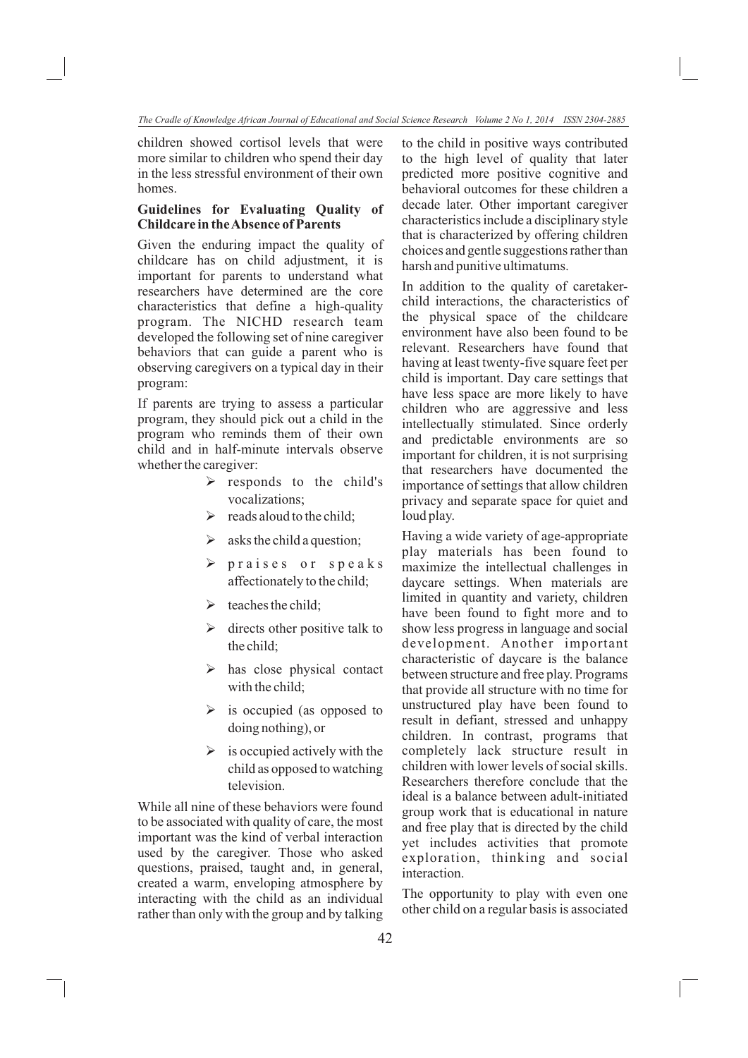children showed cortisol levels that were more similar to children who spend their day in the less stressful environment of their own homes.

**Guidelines for Evaluating Quality of Childcare in the Absence of Parents**

Given the enduring impact the quality of childcare has on child adjustment, it is important for parents to understand what researchers have determined are the core characteristics that define a high-quality program. The NICHD research team developed the following set of nine caregiver behaviors that can guide a parent who is observing caregivers on a typical day in their program:

If parents are trying to assess a particular program, they should pick out a child in the program who reminds them of their own child and in half-minute intervals observe whether the caregiver:

- responds to the child's vocalizations;
- reads aloud to the child;
- asks the child a question;
- praises or speaks affectionately to the child;
- teaches the child;
- directs other positive talk to the child;
- has close physical contact with the child;
- is occupied (as opposed to doing nothing), or
- is occupied actively with the child as opposed to watching television.

While all nine of these behaviors were found to be associated with quality of care, the most important was the kind of verbal interaction used by the caregiver. Those who asked questions, praised, taught and, in general, created a warm, enveloping atmosphere by interacting with the child as an individual rather than only with the group and by talking to the child in positive ways contributed to the high level of quality that later predicted more positive cognitive and behavioral outcomes for these children a decade later. Other important caregiver characteristics include a disciplinary style that is characterized by offering children choices and gentle suggestions rather than harsh and punitive ultimatums.

In addition to the quality of caretaker-child interactions, the characteristics of the physical space of the childcare environment have also been found to be relevant. Researchers have found that having at least twenty-five square feet per child is important. Day care settings that have less space are more likely to have children who are aggressive and less intellectually stimulated. Since orderly and predictable environments are so important for children, it is not surprising that researchers have documented the importance of settings that allow children privacy and separate space for quiet and loud play.

Having a wide variety of age-appropriate play materials has been found to maximize the intellectual challenges in daycare settings. When materials are limited in quantity and variety, children have been found to fight more and to show less progress in language and social development. Another important characteristic of daycare is the balance between structure and free play. Programs that provide all structure with no time for unstructured play have been found to result in defiant, stressed and unhappy children. In contrast, programs that completely lack structure result in children with lower levels of social skills. Researchers therefore conclude that the ideal is a balance between adult-initiated group work that is educational in nature and free play that is directed by the child yet includes activities that promote exploration, thinking and social interaction.

The opportunity to play with even one other child on a regular basis is associated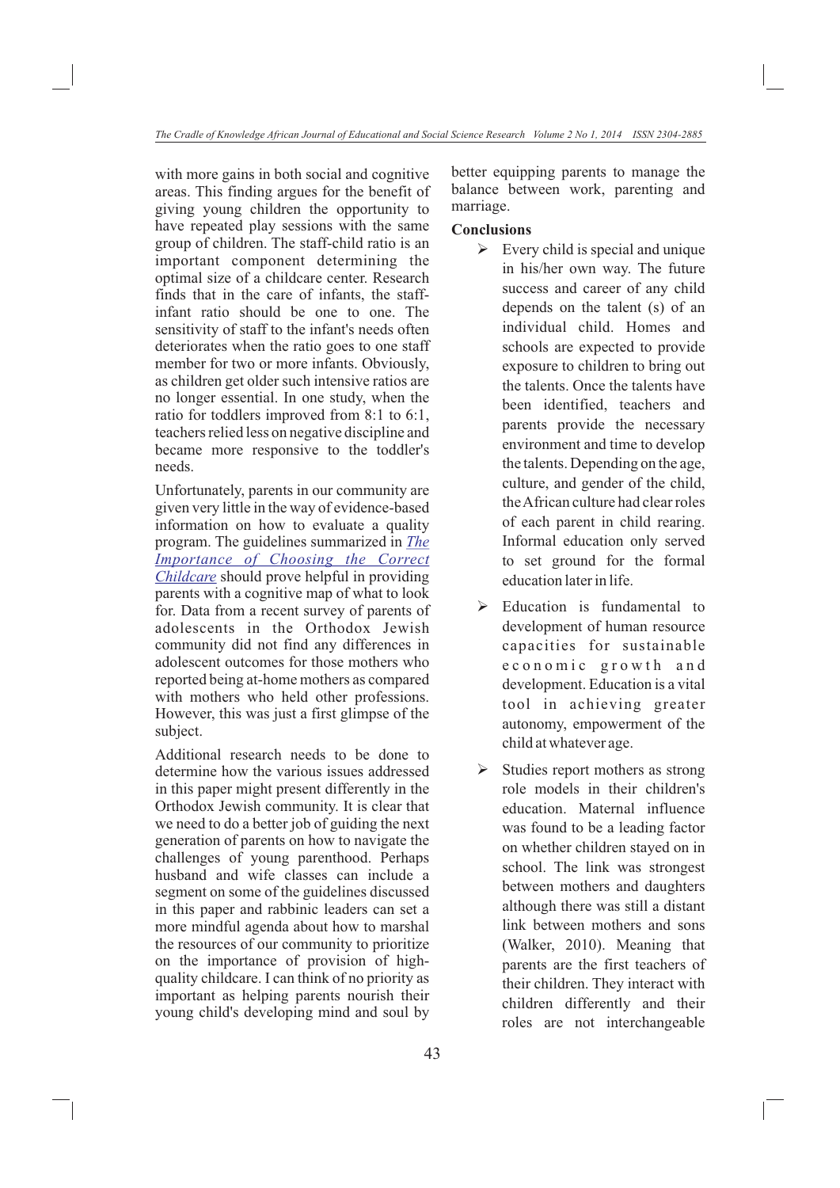with more gains in both social and cognitive areas. This finding argues for the benefit of giving young children the opportunity to have repeated play sessions with the same group of children. The staff-child ratio is an important component determining the optimal size of a childcare center. Research finds that in the care of infants, the staff-infant ratio should be one to one. The sensitivity of staff to the infant's needs often deteriorates when the ratio goes to one staff member for two or more infants. Obviously, as children get older such intensive ratios are no longer essential. In one study, when the ratio for toddlers improved from 8:1 to 6:1, teachers relied less on negative discipline and became more responsive to the toddler's needs.

Unfortunately, parents in our community are given very little in the way of evidence-based information on how to evaluate a quality program. The guidelines summarized in *The Importance of Choosing the Correct Childcare* should prove helpful in providing parents with a cognitive map of what to look for. Data from a recent survey of parents of adolescents in the Orthodox Jewish community did not find any differences in adolescent outcomes for those mothers who reported being at-home mothers as compared with mothers who held other professions. However, this was just a first glimpse of the subject.

Additional research needs to be done to determine how the various issues addressed in this paper might present differently in the Orthodox Jewish community. It is clear that we need to do a better job of guiding the next generation of parents on how to navigate the challenges of young parenthood. Perhaps husband and wife classes can include a segment on some of the guidelines discussed in this paper and rabbinic leaders can set a more mindful agenda about how to marshal the resources of our community to prioritize on the importance of provision of high-quality childcare. I can think of no priority as important as helping parents nourish their young child's developing mind and soul by better equipping parents to manage the balance between work, parenting and marriage.

## Conclusions

- Every child is special and unique in his/her own way. The future success and career of any child depends on the talent (s) of an individual child. Homes and schools are expected to provide exposure to children to bring out the talents. Once the talents have been identified, teachers and parents provide the necessary environment and time to develop the talents. Depending on the age, culture, and gender of the child, the African culture had clear roles of each parent in child rearing. Informal education only served to set ground for the formal education later in life.
- Education is fundamental to development of human resource capacities for sustainable economic growth and development. Education is a vital tool in achieving greater autonomy, empowerment of the child at whatever age.
- Studies report mothers as strong role models in their children's education. Maternal influence was found to be a leading factor on whether children stayed on in school. The link was strongest between mothers and daughters although there was still a distant link between mothers and sons (Walker, 2010). Meaning that parents are the first teachers of their children. They interact with children differently and their roles are not interchangeable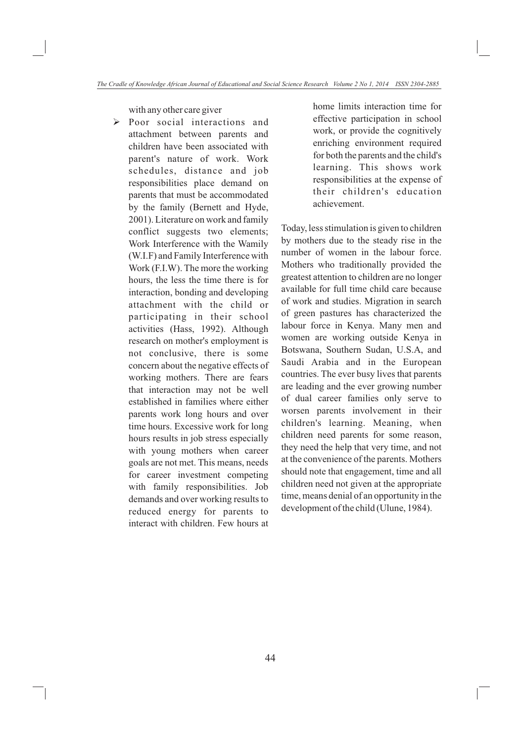with any other care giver

- Poor social interactions and attachment between parents and children have been associated with parent's nature of work. Work schedules, distance and job responsibilities place demand on parents that must be accommodated by the family (Bernett and Hyde, 2001). Literature on work and family conflict suggests two elements; Work Interference with the Wamily (W.I.F) and Family Interference with Work (F.I.W). The more the working hours, the less the time there is for interaction, bonding and developing attachment with the child or participating in their school activities (Hass, 1992). Although research on mother's employment is not conclusive, there is some concern about the negative effects of working mothers. There are fears that interaction may not be well established in families where either parents work long hours and over time hours. Excessive work for long hours results in job stress especially with young mothers when career goals are not met. This means, needs for career investment competing with family responsibilities. Job demands and over working results to reduced energy for parents to interact with children. Few hours at home limits interaction time for effective participation in school work, or provide the cognitively enriching environment required for both the parents and the child's learning. This shows work responsibilities at the expense of their children's education achievement.

Today, less stimulation is given to children by mothers due to the steady rise in the number of women in the labour force. Mothers who traditionally provided the greatest attention to children are no longer available for full time child care because of work and studies. Migration in search of green pastures has characterized the labour force in Kenya. Many men and women are working outside Kenya in Botswana, Southern Sudan, U.S.A, and Saudi Arabia and in the European countries. The ever busy lives that parents are leading and the ever growing number of dual career families only serve to worsen parents involvement in their children's learning. Meaning, when children need parents for some reason, they need the help that very time, and not at the convenience of the parents. Mothers should note that engagement, time and all children need not given at the appropriate time, means denial of an opportunity in the development of the child (Ulune, 1984).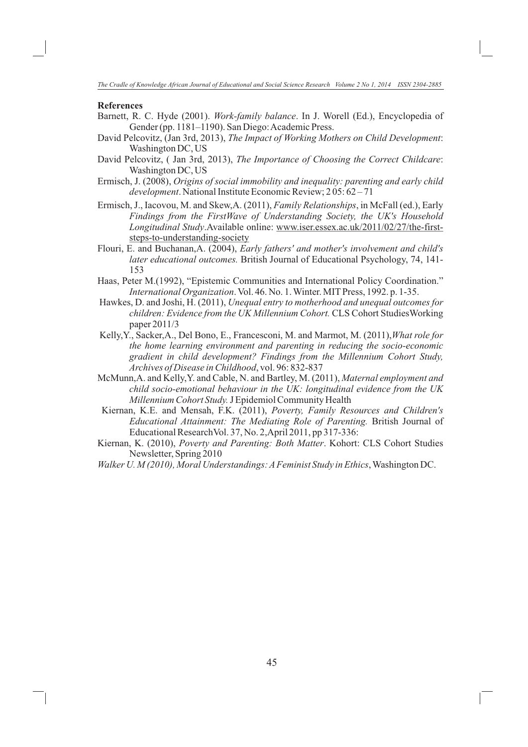**References**

Barnett, R. C. Hyde (2001). *Work-family balance*. In J. Worell (Ed.), Encyclopedia of Gender (pp. 1181–1190). San Diego: Academic Press.

David Pelcovitz, (Jan 3rd, 2013), *The Impact of Working Mothers on Child Development*: Washington DC, US

David Pelcovitz, ( Jan 3rd, 2013), *The Importance of Choosing the Correct Childcare*: Washington DC, US

Ermisch, J. (2008), *Origins of social immobility and inequality: parenting and early child development*. National Institute Economic Review; 2 05: 62 – 71

Ermisch, J., Iacovou, M. and Skew,A. (2011), *Family Relationships*, in McFall (ed.), Early *Findings from the FirstWave of Understanding Society, the UK's Household Longitudinal Study*.Available online: www.iser.essex.ac.uk/2011/02/27/the-first-steps-to-understanding-society

Flouri, E. and Buchanan,A. (2004), *Early fathers' and mother's involvement and child's later educational outcomes.* British Journal of Educational Psychology, 74, 141-153

Haas, Peter M.(1992), "Epistemic Communities and International Policy Coordination." *International Organization*. Vol. 46. No. 1. Winter. MIT Press, 1992. p. 1-35.

Hawkes, D. and Joshi, H. (2011), *Unequal entry to motherhood and unequal outcomes for children: Evidence from the UK Millennium Cohort.* CLS Cohort StudiesWorking paper 2011/3

Kelly,Y., Sacker,A., Del Bono, E., Francesconi, M. and Marmot, M. (2011),*What role for the home learning environment and parenting in reducing the socio-economic gradient in child development? Findings from the Millennium Cohort Study, Archives of Disease in Childhood*, vol. 96: 832-837

McMunn,A. and Kelly,Y. and Cable, N. and Bartley, M. (2011), *Maternal employment and child socio-emotional behaviour in the UK: longitudinal evidence from the UK Millennium Cohort Study.* J Epidemiol Community Health

Kiernan, K.E. and Mensah, F.K. (2011), *Poverty, Family Resources and Children's Educational Attainment: The Mediating Role of Parenting.* British Journal of Educational ResearchVol. 37, No. 2,April 2011, pp 317-336:

Kiernan, K. (2010), *Poverty and Parenting: Both Matter*. Kohort: CLS Cohort Studies Newsletter, Spring 2010

*Walker U. M (2010), Moral Understandings: A Feminist Study in Ethics*, Washington DC.